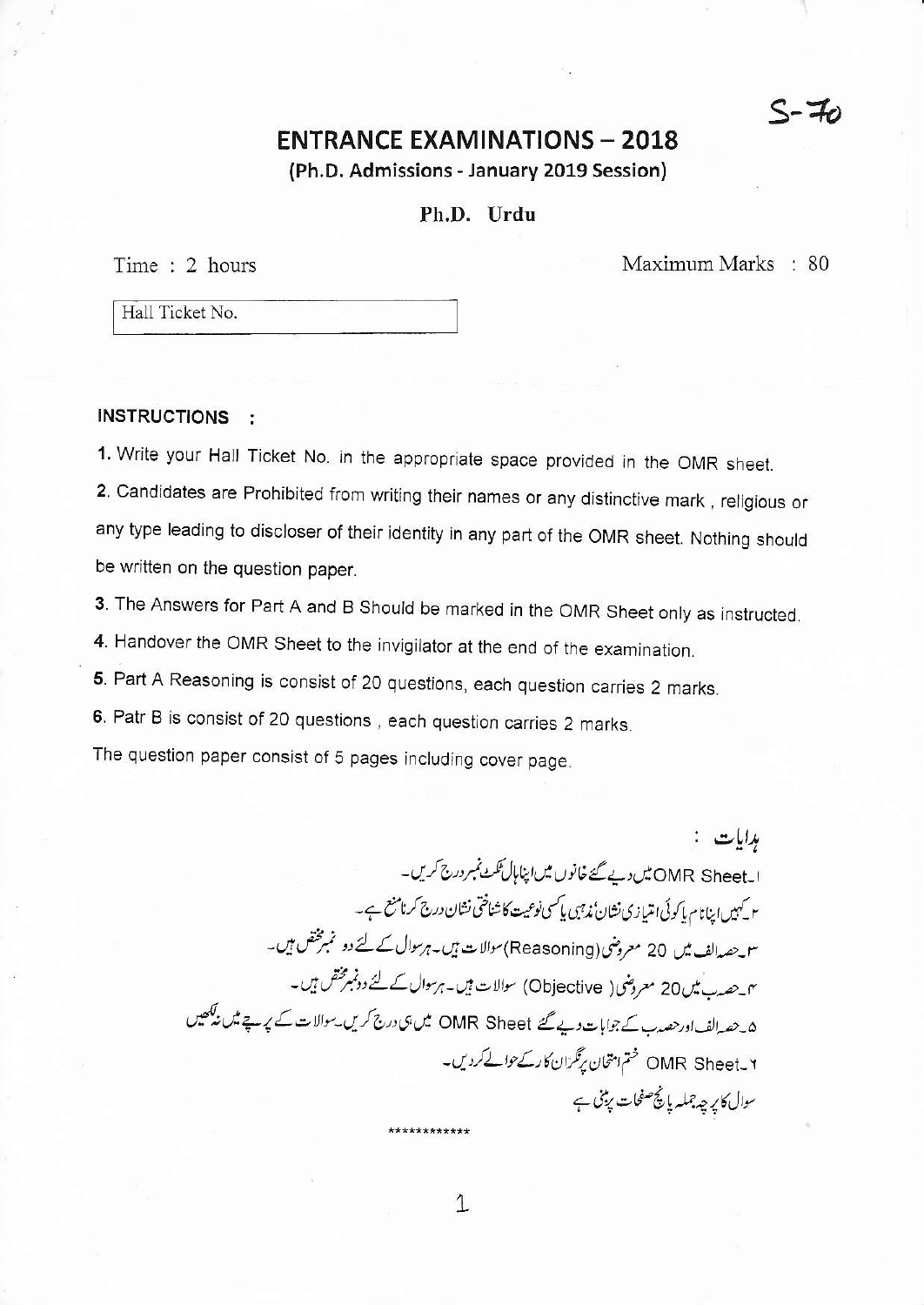S-70

# ENTRANCE EXAMINATIONS – 2018

**(Ph.D. Admissions - January 2019 Session)**

**Ph.D. Urdu**

Time : 2 hours

Maximum Marks : 80

Hall Ticket No.

**INSTRUCTIONS :**

1. Write your Hall Ticket No. in the appropriate space provided in the OMR sheet.
2. Candidates are Prohibited from writing their names or any distinctive mark , religious or any type leading to discloser of their identity in any part of the OMR sheet. Nothing should be written on the question paper.
3. The Answers for Part A and B Should be marked in the OMR Sheet only as instructed.
4. Handover the OMR Sheet to the invigilator at the end of the examination.
5. Part A Reasoning is consist of 20 questions, each question carries 2 marks.
6. Patr B is consist of 20 questions , each question carries 2 marks.

The question paper consist of 5 pages including cover page.

ہدایات :

۱۔ OMR Sheet میں دیے گئے خانوں میں اپنا ہال ٹکٹ نمبر درج کریں۔

۲۔ کہیں اپنا نام یا کوئی امتیازی نشان، مذہبی یا کسی نوعیت کا شناختی نشان درج کرنا منع ہے۔

۳۔ حصہ الف میں 20 معروضی (Reasoning) سوالات ہیں۔ ہر سوال کے لئے دو نمبر مختص ہیں۔

۴۔ حصہ ب میں 20 معروضی (Objective) سوالات ہیں۔ ہر سوال کے لئے دو نمبر مختص ہیں۔

۵۔ حصہ الف اور حصہ ب کے جوابات دیے گئے OMR Sheet میں ہی درج کریں۔ سوالات کے پرچے میں نہ لکھیں

۶۔ OMR Sheet ختم امتحان پر نگران کار کے حوالے کردیں۔

سوال کا پرچہ جملہ پانچ صفحات پر مبنی ہے

************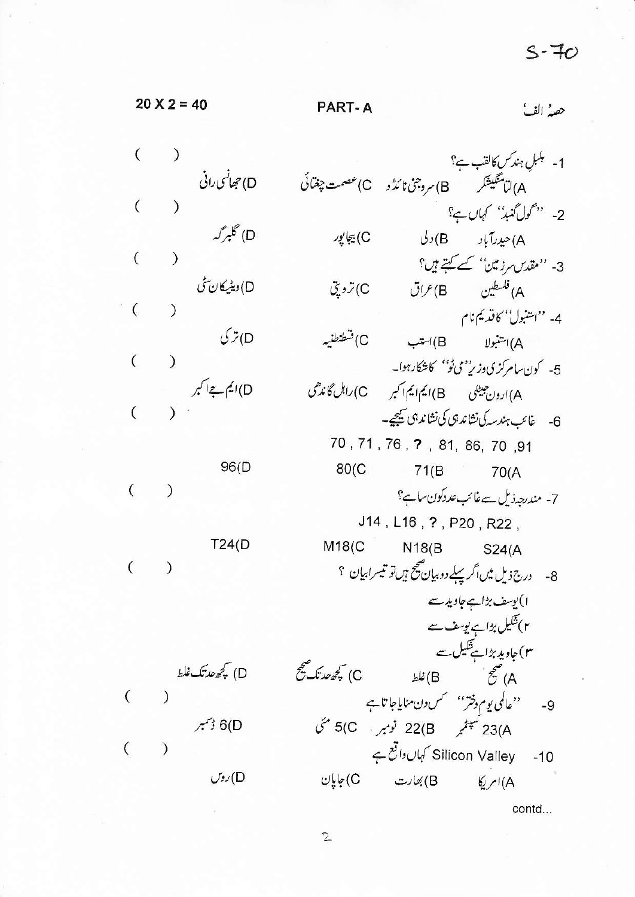S-70

20 X 2 = 40 | PART- A | حصۂ الف

1- بلبلِ ہند کس کا لقب ہے؟ ( )

A) لتا منگیشکر B) سروجنی نائڈو C) عصمت چغتائی D) جھانسی رانی

2- ''گول گنبد'' کہاں ہے؟ ( )

A) حیدرآباد B) دلی C) بیجاپور D) گلبرگہ

3- ''مقدس سرزمین'' کسے کہتے ہیں؟ ( )

A) فلسطین B) عراق C) تروپتی D) ویٹیکان سٹی

4- ''استنبول'' کا قدیم نام ( )

A) استنبولا B) استب C) قسطنطنیہ D) ترکی

5- کون سا مرکزی وزیر ''می ٹو'' کا شکار ہوا۔ ( )

A) ارون جیٹلی B) ایم ایم اکبر C) راہل گاندھی D) ایم جے اکبر

6- غائب ہندسہ کی نشاندہی کی نشاندہی کیجیے۔ ( )

70 , 71 , 76 , ? , 81, 86, 70 ,91

A) 70 B) 71 C) 80 D) 96

7- مندرجہ ذیل سے غائب عدد کون سا ہے؟ ( )

J14 , L16 , ? , P20 , R22 ,

A) S24 B) N18 C) M18 D) T24

8- درج ذیل میں اگر پہلے دو بیان صحیح ہیں تو تیسرا بیان ؟ ( )

۱) یوسف بڑا ہے جاوید سے

۲) شکیل بڑا ہے یوسف سے

۳) جاوید بڑا ہے شکیل سے

A) صحیح B) غلط C) کچھ حد تک صحیح D) کچھ حد تک غلط

9- ''عالمی یوم دختر'' کس دن منایا جاتا ہے ( )

A) 23 ستمبر B) 22 نومبر C) 5 مئی D) 6 دسمبر

10- Silicon Valley کہاں واقع ہے ( )

A) امریکا B) بھارت C) جاپان D) روس

contd...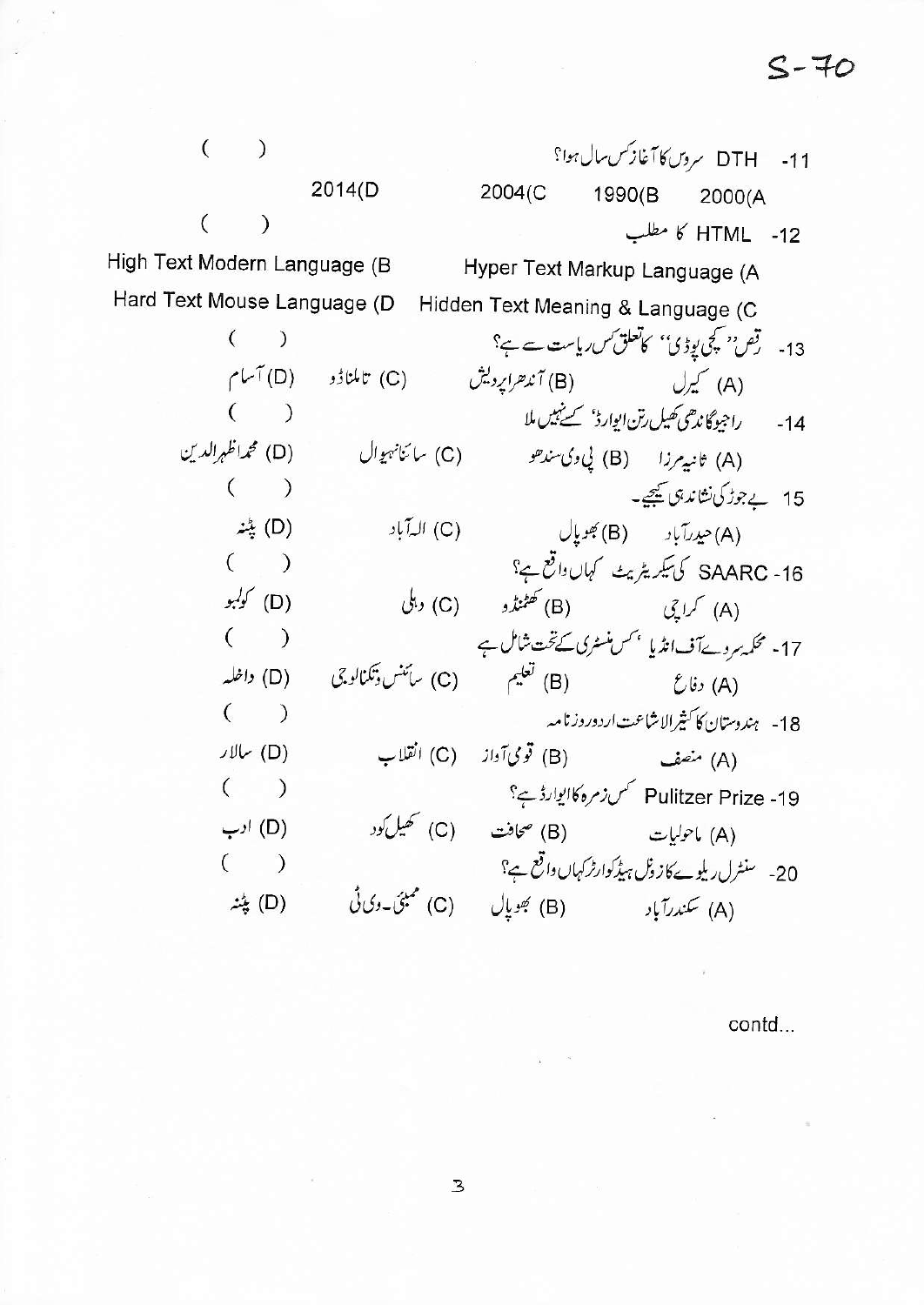11- DTH سروس کا آغاز کس سال ہوا؟ ( )

(A 2000 (B 1990 (C 2004 (D 2014

12- HTML کا مطلب ( )

(A Hyper Text Markup Language (B High Text Modern Language

(C Hidden Text Meaning & Language (D Hard Text Mouse Language

13- رقص ''کچی پوڈی'' کا تعلق کس ریاست سے ہے؟ ( )

(A) کیرل (B) آندھراپردیش (C) تاملناڈو (D) آسام

14- راجیوگاندھی کھیل رتن ایوارڈ' کسے نہیں ملا ( )

(A) ثانیہ مرزا (B) پی وی سندھو (C) سائنا نہیوال (D) محمداظہرالدین

15 بے جوڑ کی نشاندہی کیجیے۔ ( )

(A) حیدرآباد (B) بھوپال (C) الہ آباد (D) پٹنہ

16- SAARC کی سیکریٹریٹ کہاں واقع ہے؟ ( )

(A) کراچی (B) کھٹمنڈو (C) دہلی (D) کولمبو

17- محکمہ سروے آف انڈیا 'کس منسٹری کے تحت شامل ہے ( )

(A) دفاع (B) تعلیم (C) سائنس وتکنالوجی (D) داخلہ

18- ہندوستان کا کثیرالاشاعت اردو روزنامہ ( )

(A) منصف (B) قومی آواز (C) انقلاب (D) سالار

19- Pulitzer Prize کس زمرہ کا ایوارڈ ہے؟ ( )

(A) ماحولیات (B) صحافت (C) کھیل کود (D) ادب

20- سنٹرل ریلوے کا زونل ہیڈکوارٹر کہاں واقع ہے؟ ( )

(A) سکندرآباد (B) بھوپال (C) ممبئی۔وی ٹی (D) پٹنہ

contd...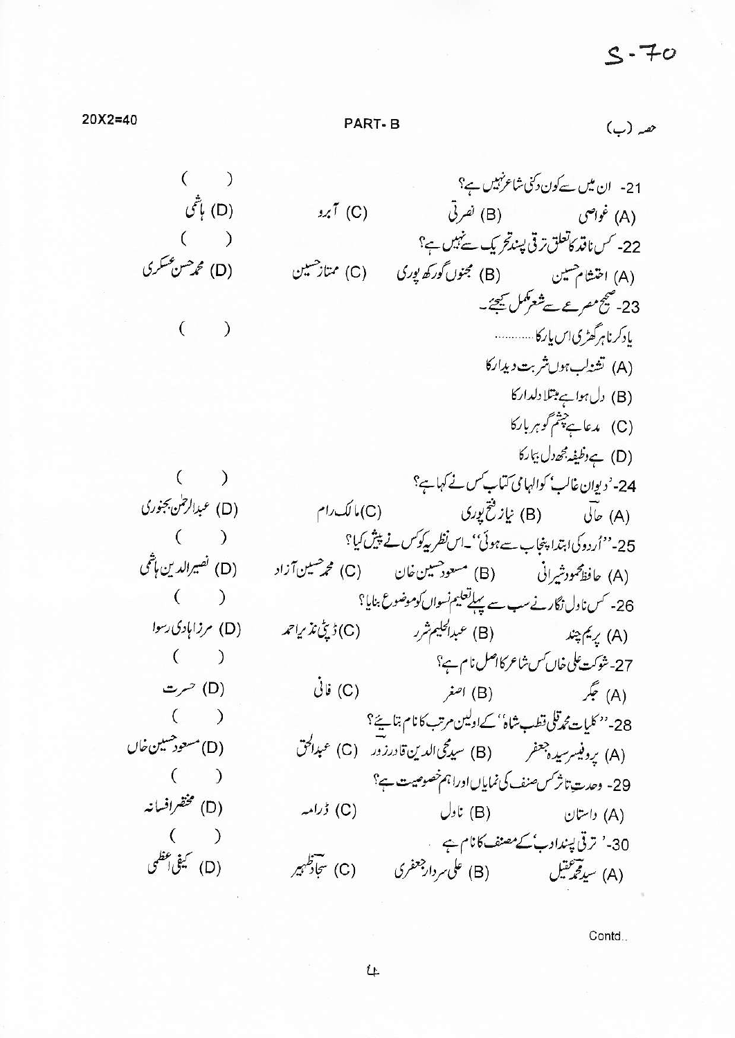S-70

20X2=40

## PART- B

## حصہ (ب)

21- ان میں سے کون دکنی شاعر نہیں ہے؟ ( )

(A) غواصی (B) نصرتی (C) آبرو (D) ہاشمی

22- کس ناقد کا تعلق ترقی پسند تحریک سے نہیں ہے؟ ( )

(A) احتشام حسین (B) مجنوں گورکھ پوری (C) ممتاز حسین (D) محمد حسن عسکری

23- صحیح مصرعے سے شعر مکمل کیجئے۔ ( )

یاد کرنا ہر گھڑی اس یار کا ............

(A) تشنہ لب ہوں شربت دیدار کا

(B) دل ہوا ہے مبتلا دلدار کا

(C) مدعا ہے چشم گوہر بار کا

(D) ہے وظیفہ مجھ دل بیمار کا

24- 'دیوان غالب' کو الہامی کتاب کس نے کہا ہے؟ ( )

(A) حالی (B) نیاز فتح پوری (C) مالک رام (D) عبدالرحمٰن بجنوری

25- ''اُردو کی ابتدا پنجاب سے ہوئی''۔ اس نظریہ کو کس نے پیش کیا؟ ( )

(A) حافظ محمود شیرانی (B) مسعود حسین خان (C) محمد حسین آزاد (D) نصیرالدین ہاشمی

26- کس ناول نگار نے سب سے پہلے تعلیم نسواں کو موضوع بنایا؟ ( )

(A) پریم چند (B) عبدالحلیم شرر (C) ڈپٹی نذیر احمد (D) مرزا ہادی رسوا

27- شوکت علی خاں کس شاعر کا اصل نام ہے؟ ( )

(A) جگر (B) اصغر (C) فانی (D) حسرت

28- ''کلیات محمد قلی قطب شاہ'' کے اولین مرتب کا نام بتائیے؟ ( )

(A) پروفیسر سیدہ جعفر (B) سید محی الدین قادر زور (C) عبدالحق (D) مسعود حسین خاں

29- وحدتِ تاثر کس صنف کی نمایاں اور اہم خصوصیت ہے؟ ( )

(A) داستان (B) ناول (C) ڈرامہ (D) مختصر افسانہ

30- 'ترقی پسند ادب' کے مصنف کا نام ہے ( )

(A) سید محمد عقیل (B) علی سردار جعفری (C) سجاد ظہیر (D) کیفی اعظمی

Contd..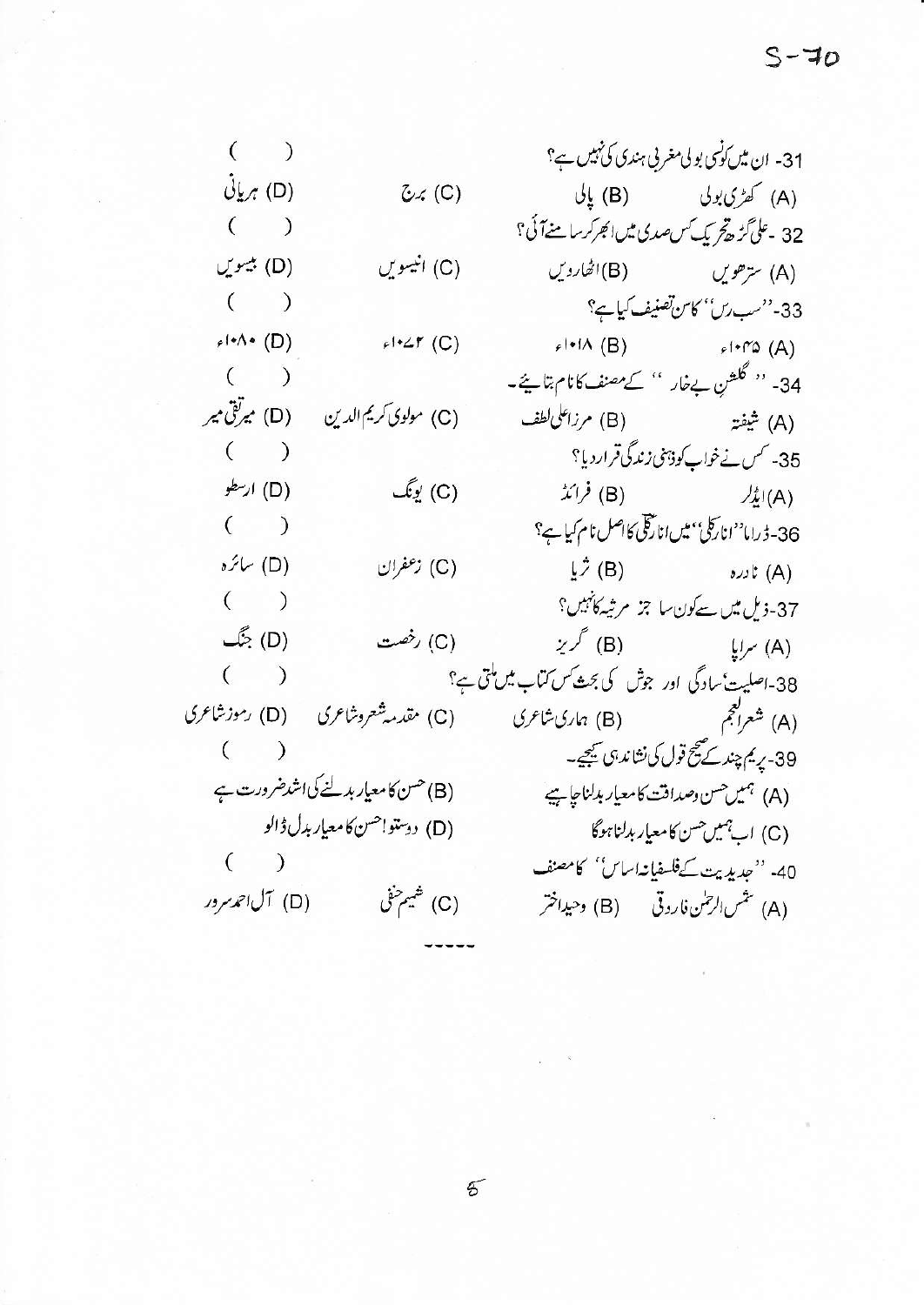31- ان میں کونسی بولی مغربی ہندی کی نہیں ہے؟ ( )

(A) کھڑی بولی (B) پالی (C) برج (D) ہریانی

32 - علی گڑھ تحریک کس صدی میں ابھر کر سامنے آئی؟ ( )

(A) سترھویں (B) اٹھارویں (C) انیسویں (D) بیسویں

33- ''سب رس'' کا سن تصنیف کیا ہے؟ ( )

(A) ۱۰۴۵ء (B) ۱۰۱۸ء (C) ۱۰۷۲ء (D) ۱۰۸۰ء

34- '' گلشنِ بے خار '' کے مصنف کا نام بتائیے۔ ( )

(A) شیفتہ (B) مرزا علی لطف (C) مولوی کریم الدین (D) میر تقی میر

35- کس نے خواب کو ذہنی زندگی قرار دیا؟ ( )

(A) ایڈلر (B) فرائڈ (C) یونگ (D) ارسطو

36- ڈراما ''انار کلی'' میں انار کلی کا اصل نام کیا ہے؟ ( )

(A) نادرہ (B) ثریا (C) زعفران (D) سائرہ

37- ذیل میں سے کون سا جز مرثیہ کا نہیں؟ ( )

(A) سراپا (B) گریز (C) رخصت (D) جنگ

38- اصلیت، سادگی اور جوش کی بحث کس کتاب میں ملتی ہے؟ ( )

(A) شعر العجم (B) ہماری شاعری (C) مقدمہ شعر و شاعری (D) رموز شاعری

39- پریم چند کے صحیح قول کی نشاندہی کیجیے۔ ( )

(A) ہمیں حسن و صداقت کا معیار بدلنا چاہیے

(B) حسن کا معیار بدلنے کی اشد ضرورت ہے

(C) اب ہمیں حسن کا معیار بدلنا ہوگا

(D) دوستو! حسن کا معیار بدل ڈالو

40- ''جدیدیت کے فلسفیانہ اساس'' کا مصنف ( )

(A) شمس الرحمن فاروقی (B) وحید اختر (C) شمیم حنفی (D) آل احمد سرور

-----